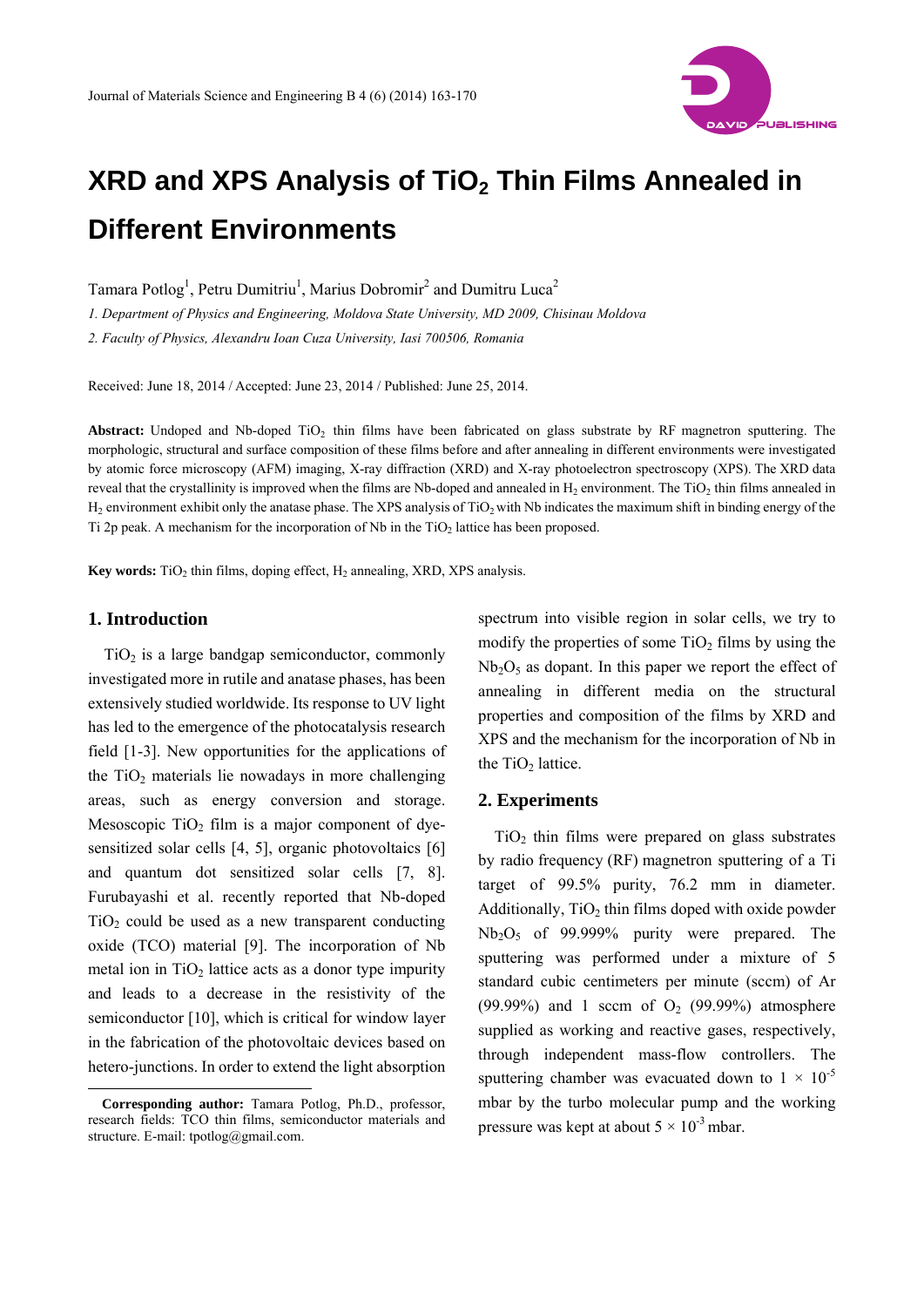# XRD and XPS Analysis of $TiO_2$ Thin Films Annealed in Different Environments

Tamara Potlog[1], Petru Dumitriu[1], Marius Dobromir[2] and Dumitru Luca[2]

*1. Department of Physics and Engineering, Moldova State University, MD 2009, Chisinau Moldova*

*2. Faculty of Physics, Alexandru Ioan Cuza University, Iasi 700506, Romania*

Received: June 18, 2014 / Accepted: June 23, 2014 / Published: June 25, 2014.

**Abstract:** Undoped and Nb-doped $TiO_2$ thin films have been fabricated on glass substrate by RF magnetron sputtering. The morphologic, structural and surface composition of these films before and after annealing in different environments were investigated by atomic force microscopy (AFM) imaging, X-ray diffraction (XRD) and X-ray photoelectron spectroscopy (XPS). The XRD data reveal that the crystallinity is improved when the films are Nb-doped and annealed in $H_2$ environment. The $TiO_2$ thin films annealed in $H_2$ environment exhibit only the anatase phase. The XPS analysis of $TiO_2$ with Nb indicates the maximum shift in binding energy of the Ti 2p peak. A mechanism for the incorporation of Nb in the $TiO_2$ lattice has been proposed.

**Key words:** $TiO_2$ thin films, doping effect, $H_2$ annealing, XRD, XPS analysis.

## 1. Introduction

$TiO_2$ is a large bandgap semiconductor, commonly investigated more in rutile and anatase phases, has been extensively studied worldwide. Its response to UV light has led to the emergence of the photocatalysis research field [1-3]. New opportunities for the applications of the $TiO_2$ materials lie nowadays in more challenging areas, such as energy conversion and storage. Mesoscopic $TiO_2$ film is a major component of dye-sensitized solar cells [4, 5], organic photovoltaics [6] and quantum dot sensitized solar cells [7, 8]. Furubayashi et al. recently reported that Nb-doped $TiO_2$ could be used as a new transparent conducting oxide (TCO) material [9]. The incorporation of Nb metal ion in $TiO_2$ lattice acts as a donor type impurity and leads to a decrease in the resistivity of the semiconductor [10], which is critical for window layer in the fabrication of the photovoltaic devices based on hetero-junctions. In order to extend the light absorption spectrum into visible region in solar cells, we try to modify the properties of some $TiO_2$ films by using the $Nb_2O_5$ as dopant. In this paper we report the effect of annealing in different media on the structural properties and composition of the films by XRD and XPS and the mechanism for the incorporation of Nb in the $TiO_2$ lattice.

**Corresponding author:** Tamara Potlog, Ph.D., professor, research fields: TCO thin films, semiconductor materials and structure. E-mail: tpotlog@gmail.com.

## 2. Experiments

$TiO_2$ thin films were prepared on glass substrates by radio frequency (RF) magnetron sputtering of a Ti target of 99.5% purity, 76.2 mm in diameter. Additionally, $TiO_2$ thin films doped with oxide powder $Nb_2O_5$ of 99.999% purity were prepared. The sputtering was performed under a mixture of 5 standard cubic centimeters per minute (sccm) of Ar (99.99%) and 1 sccm of $O_2$ (99.99%) atmosphere supplied as working and reactive gases, respectively, through independent mass-flow controllers. The sputtering chamber was evacuated down to $1 \times 10^{-5}$ mbar by the turbo molecular pump and the working pressure was kept at about $5 \times 10^{-3}$ mbar.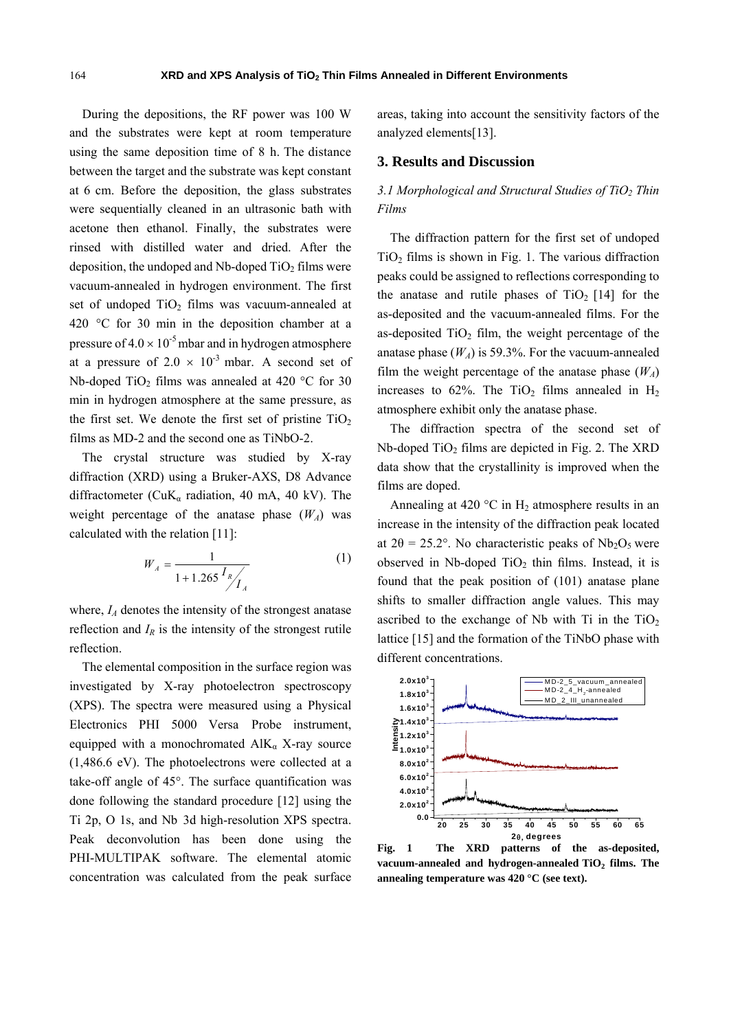During the depositions, the RF power was 100 W and the substrates were kept at room temperature using the same deposition time of 8 h. The distance between the target and the substrate was kept constant at 6 cm. Before the deposition, the glass substrates were sequentially cleaned in an ultrasonic bath with acetone then ethanol. Finally, the substrates were rinsed with distilled water and dried. After the deposition, the undoped and Nb-doped $TiO_2$ films were vacuum-annealed in hydrogen environment. The first set of undoped $TiO_2$ films was vacuum-annealed at 420 °C for 30 min in the deposition chamber at a pressure of $4.0 \times 10^{-5}$ mbar and in hydrogen atmosphere at a pressure of $2.0 \times 10^{-3}$ mbar. A second set of Nb-doped $TiO_2$ films was annealed at 420 °C for 30 min in hydrogen atmosphere at the same pressure, as the first set. We denote the first set of pristine $TiO_2$ films as MD-2 and the second one as TiNbO-2.

The crystal structure was studied by X-ray diffraction (XRD) using a Bruker-AXS, D8 Advance diffractometer (Cu$K_\alpha$ radiation, 40 mA, 40 kV). The weight percentage of the anatase phase ($W_A$) was calculated with the relation [11]:

$$W_A = \frac{1}{1 + 1.265 \, {I_R}/{I_A}} \tag{1}$$

where, $I_A$ denotes the intensity of the strongest anatase reflection and $I_R$ is the intensity of the strongest rutile reflection.

The elemental composition in the surface region was investigated by X-ray photoelectron spectroscopy (XPS). The spectra were measured using a Physical Electronics PHI 5000 Versa Probe instrument, equipped with a monochromated Al$K_\alpha$ X-ray source (1,486.6 eV). The photoelectrons were collected at a take-off angle of 45°. The surface quantification was done following the standard procedure [12] using the Ti 2p, O 1s, and Nb 3d high-resolution XPS spectra. Peak deconvolution has been done using the PHI-MULTIPAK software. The elemental atomic concentration was calculated from the peak surface areas, taking into account the sensitivity factors of the analyzed elements[13].

## 3. Results and Discussion

### *3.1 Morphological and Structural Studies of $TiO_2$ Thin Films*

The diffraction pattern for the first set of undoped $TiO_2$ films is shown in Fig. 1. The various diffraction peaks could be assigned to reflections corresponding to the anatase and rutile phases of $TiO_2$ [14] for the as-deposited and the vacuum-annealed films. For the as-deposited $TiO_2$ film, the weight percentage of the anatase phase ($W_A$) is 59.3%. For the vacuum-annealed film the weight percentage of the anatase phase ($W_A$) increases to 62%. The $TiO_2$ films annealed in $H_2$ atmosphere exhibit only the anatase phase.

The diffraction spectra of the second set of Nb-doped $TiO_2$ films are depicted in Fig. 2. The XRD data show that the crystallinity is improved when the films are doped.

Annealing at 420 °C in $H_2$ atmosphere results in an increase in the intensity of the diffraction peak located at $2\theta = 25.2°$. No characteristic peaks of $Nb_2O_5$ were observed in Nb-doped $TiO_2$ thin films. Instead, it is found that the peak position of (101) anatase plane shifts to smaller diffraction angle values. This may ascribed to the exchange of Nb with Ti in the $TiO_2$ lattice [15] and the formation of the TiNbO phase with different concentrations.

**Fig. 1 The XRD patterns of the as-deposited, vacuum-annealed and hydrogen-annealed $TiO_2$ films. The annealing temperature was 420 °C (see text).**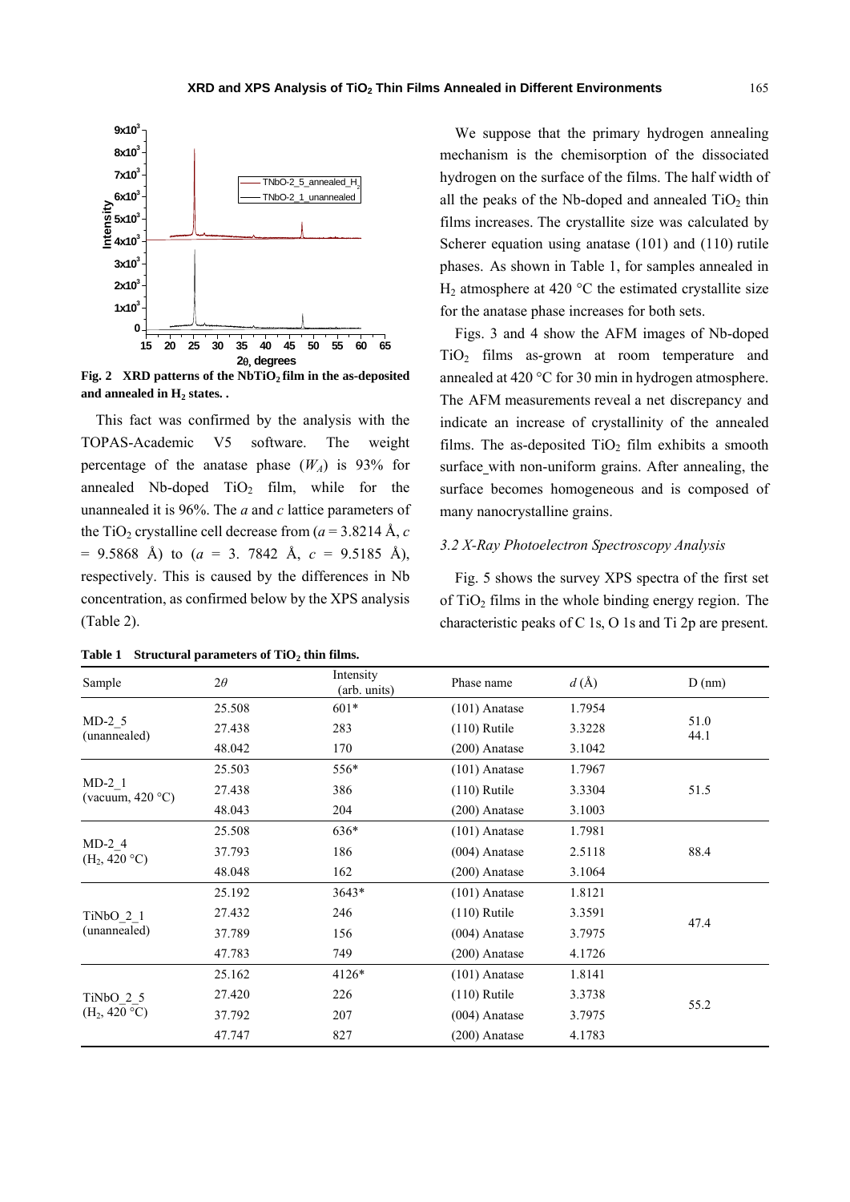Fig. 2 XRD patterns of the $NbTiO_2$ film in the as-deposited and annealed in $H_2$ states. .

This fact was confirmed by the analysis with the TOPAS-Academic V5 software. The weight percentage of the anatase phase ($W_A$) is 93% for annealed Nb-doped $TiO_2$ film, while for the unannealed it is 96%. The *a* and *c* lattice parameters of the $TiO_2$ crystalline cell decrease from ($a$ = 3.8214 Å, $c$ = 9.5868 Å) to ($a$ = 3. 7842 Å, $c$ = 9.5185 Å), respectively. This is caused by the differences in Nb concentration, as confirmed below by the XPS analysis (Table 2).

We suppose that the primary hydrogen annealing mechanism is the chemisorption of the dissociated hydrogen on the surface of the films. The half width of all the peaks of the Nb-doped and annealed $TiO_2$ thin films increases. The crystallite size was calculated by Scherer equation using anatase (101) and (110) rutile phases. As shown in Table 1, for samples annealed in $H_2$ atmosphere at 420 °C the estimated crystallite size for the anatase phase increases for both sets.

Figs. 3 and 4 show the AFM images of Nb-doped $TiO_2$ films as-grown at room temperature and annealed at 420 °C for 30 min in hydrogen atmosphere. The AFM measurements reveal a net discrepancy and indicate an increase of crystallinity of the annealed films. The as-deposited $TiO_2$ film exhibits a smooth surface with non-uniform grains. After annealing, the surface becomes homogeneous and is composed of many nanocrystalline grains.

### 3.2 X-Ray Photoelectron Spectroscopy Analysis

Fig. 5 shows the survey XPS spectra of the first set of $TiO_2$ films in the whole binding energy region. The characteristic peaks of C 1s, O 1s and Ti 2p are present.

**Table 1 Structural parameters of $TiO_2$ thin films.**

| Sample | $2\theta$ | Intensity (arb. units) | Phase name | $d$ (Å) | D (nm) |
|---|---|---|---|---|---|
| MD-2_5 (unannealed) | 25.508 | 601* | (101) Anatase | 1.7954 | 51.0 |
| | 27.438 | 283 | (110) Rutile | 3.3228 | 44.1 |
| | 48.042 | 170 | (200) Anatase | 3.1042 | |
| MD-2_1 (vacuum, 420 °C) | 25.503 | 556* | (101) Anatase | 1.7967 | 51.5 |
| | 27.438 | 386 | (110) Rutile | 3.3304 | |
| | 48.043 | 204 | (200) Anatase | 3.1003 | |
| MD-2_4 ($H_2$, 420 °C) | 25.508 | 636* | (101) Anatase | 1.7981 | 88.4 |
| | 37.793 | 186 | (004) Anatase | 2.5118 | |
| | 48.048 | 162 | (200) Anatase | 3.1064 | |
| TiNbO_2_1 (unannealed) | 25.192 | 3643* | (101) Anatase | 1.8121 | 47.4 |
| | 27.432 | 246 | (110) Rutile | 3.3591 | |
| | 37.789 | 156 | (004) Anatase | 3.7975 | |
| | 47.783 | 749 | (200) Anatase | 4.1726 | |
| TiNbO_2_5 ($H_2$, 420 °C) | 25.162 | 4126* | (101) Anatase | 1.8141 | 55.2 |
| | 27.420 | 226 | (110) Rutile | 3.3738 | |
| | 37.792 | 207 | (004) Anatase | 3.7975 | |
| | 47.747 | 827 | (200) Anatase | 4.1783 | |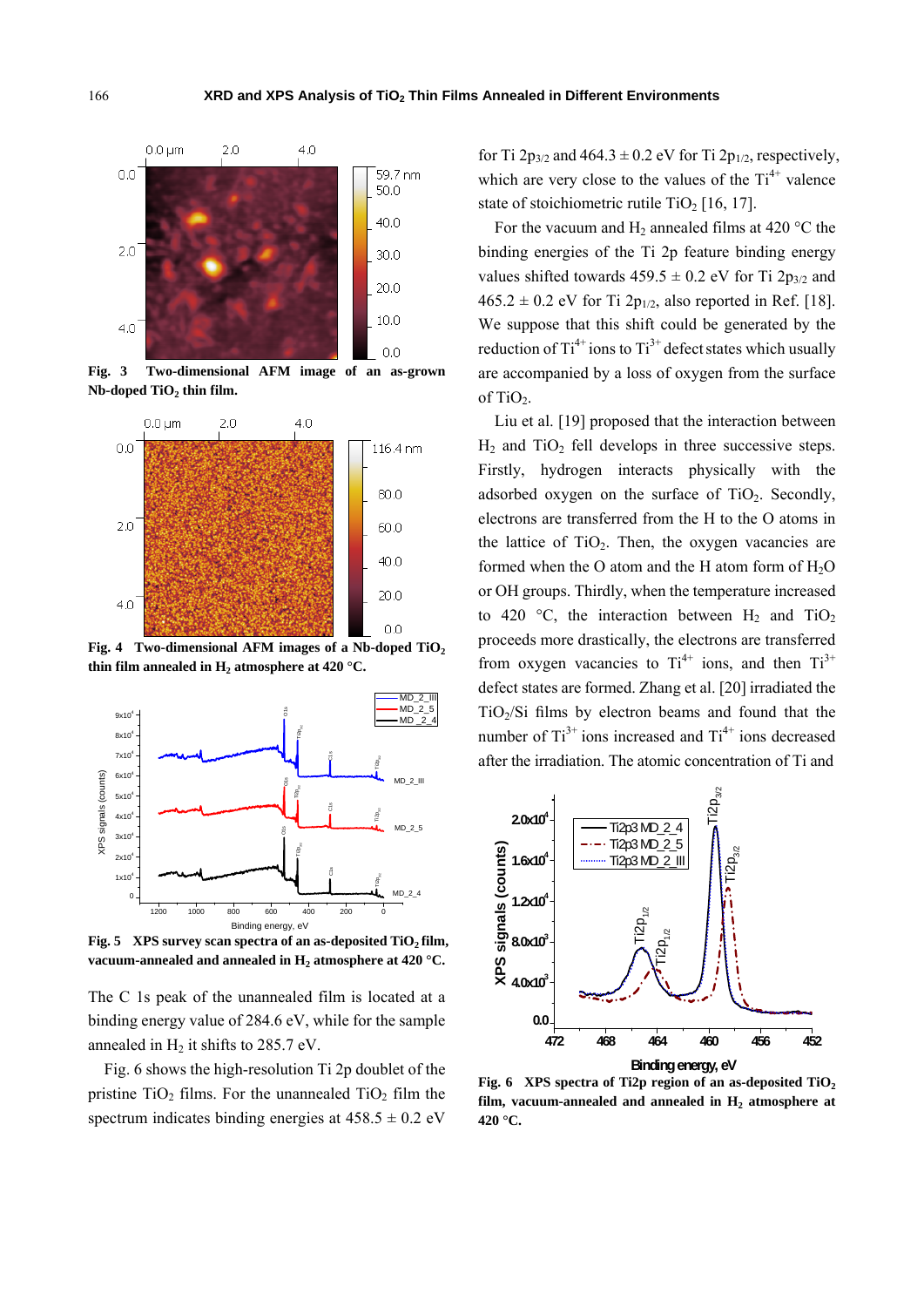Fig. 3 Two-dimensional AFM image of an as-grown Nb-doped $TiO_2$ thin film.

Fig. 4 Two-dimensional AFM images of a Nb-doped $TiO_2$ thin film annealed in $H_2$ atmosphere at 420 °C.

Fig. 5 XPS survey scan spectra of an as-deposited $TiO_2$ film, vacuum-annealed and annealed in $H_2$ atmosphere at 420 °C.

The C 1s peak of the unannealed film is located at a binding energy value of 284.6 eV, while for the sample annealed in $H_2$ it shifts to 285.7 eV.

Fig. 6 shows the high-resolution Ti 2p doublet of the pristine $TiO_2$ films. For the unannealed $TiO_2$ film the spectrum indicates binding energies at 458.5 ± 0.2 eV for Ti $2p_{3/2}$ and 464.3 ± 0.2 eV for Ti $2p_{1/2}$, respectively, which are very close to the values of the $Ti^{4+}$ valence state of stoichiometric rutile $TiO_2$ [16, 17].

For the vacuum and $H_2$ annealed films at 420 °C the binding energies of the Ti 2p feature binding energy values shifted towards 459.5 ± 0.2 eV for Ti $2p_{3/2}$ and 465.2 ± 0.2 eV for Ti $2p_{1/2}$, also reported in Ref. [18]. We suppose that this shift could be generated by the reduction of $Ti^{4+}$ ions to $Ti^{3+}$ defect states which usually are accompanied by a loss of oxygen from the surface of $TiO_2$.

Liu et al. [19] proposed that the interaction between $H_2$ and $TiO_2$ fell develops in three successive steps. Firstly, hydrogen interacts physically with the adsorbed oxygen on the surface of $TiO_2$. Secondly, electrons are transferred from the H to the O atoms in the lattice of $TiO_2$. Then, the oxygen vacancies are formed when the O atom and the H atom form of $H_2O$ or OH groups. Thirdly, when the temperature increased to 420 °C, the interaction between $H_2$ and $TiO_2$ proceeds more drastically, the electrons are transferred from oxygen vacancies to $Ti^{4+}$ ions, and then $Ti^{3+}$ defect states are formed. Zhang et al. [20] irradiated the $TiO_2$/Si films by electron beams and found that the number of $Ti^{3+}$ ions increased and $Ti^{4+}$ ions decreased after the irradiation. The atomic concentration of Ti and

Fig. 6 XPS spectra of Ti2p region of an as-deposited $TiO_2$ film, vacuum-annealed and annealed in $H_2$ atmosphere at 420 °C.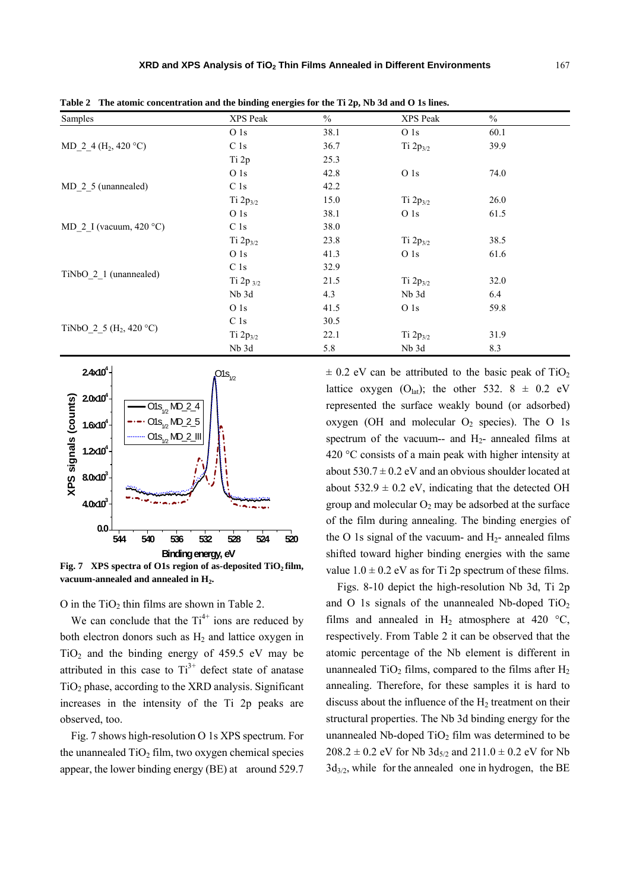Table 2 The atomic concentration and the binding energies for the Ti 2p, Nb 3d and O 1s lines.

| Samples | XPS Peak | % | XPS Peak | % |
|---|---|---|---|---|
| MD_2_4 ($H_2$, 420 °C) | O 1s | 38.1 | O 1s | 60.1 |
| | C 1s | 36.7 | Ti $2p_{3/2}$ | 39.9 |
| | Ti 2p | 25.3 | | |
| MD_2_5 (unannealed) | O 1s | 42.8 | O 1s | 74.0 |
| | C 1s | 42.2 | | |
| | Ti $2p_{3/2}$ | 15.0 | Ti $2p_{3/2}$ | 26.0 |
| MD_2_I (vacuum, 420 °C) | O 1s | 38.1 | O 1s | 61.5 |
| | C 1s | 38.0 | | |
| | Ti $2p_{3/2}$ | 23.8 | Ti $2p_{3/2}$ | 38.5 |
| TiNbO_2_1 (unannealed) | O 1s | 41.3 | O 1s | 61.6 |
| | C 1s | 32.9 | | |
| | Ti $2p_{3/2}$ | 21.5 | Ti $2p_{3/2}$ | 32.0 |
| | Nb 3d | 4.3 | Nb 3d | 6.4 |
| TiNbO_2_5 ($H_2$, 420 °C) | O 1s | 41.5 | O 1s | 59.8 |
| | C 1s | 30.5 | | |
| | Ti $2p_{3/2}$ | 22.1 | Ti $2p_{3/2}$ | 31.9 |
| | Nb 3d | 5.8 | Nb 3d | 8.3 |

**Fig. 7 XPS spectra of O1s region of as-deposited $TiO_2$ film, vacuum-annealed and annealed in $H_2$.**

O in the $TiO_2$ thin films are shown in Table 2.

We can conclude that the $Ti^{4+}$ ions are reduced by both electron donors such as $H_2$ and lattice oxygen in $TiO_2$ and the binding energy of 459.5 eV may be attributed in this case to $Ti^{3+}$ defect state of anatase $TiO_2$ phase, according to the XRD analysis. Significant increases in the intensity of the Ti 2p peaks are observed, too.

Fig. 7 shows high-resolution O 1s XPS spectrum. For the unannealed $TiO_2$ film, two oxygen chemical species appear, the lower binding energy (BE) at around 529.7 ± 0.2 eV can be attributed to the basic peak of $TiO_2$ lattice oxygen ($O_{lat}$); the other 532. 8 ± 0.2 eV represented the surface weakly bound (or adsorbed) oxygen (OH and molecular $O_2$ species). The O 1s spectrum of the vacuum-- and $H_2$- annealed films at 420 °C consists of a main peak with higher intensity at about 530.7 ± 0.2 eV and an obvious shoulder located at about 532.9 ± 0.2 eV, indicating that the detected OH group and molecular $O_2$ may be adsorbed at the surface of the film during annealing. The binding energies of the O 1s signal of the vacuum- and $H_2$- annealed films shifted toward higher binding energies with the same value 1.0 ± 0.2 eV as for Ti 2p spectrum of these films.

Figs. 8-10 depict the high-resolution Nb 3d, Ti 2p and O 1s signals of the unannealed Nb-doped $TiO_2$ films and annealed in $H_2$ atmosphere at 420 °C, respectively. From Table 2 it can be observed that the atomic percentage of the Nb element is different in unannealed $TiO_2$ films, compared to the films after $H_2$ annealing. Therefore, for these samples it is hard to discuss about the influence of the $H_2$ treatment on their structural properties. The Nb 3d binding energy for the unannealed Nb-doped $TiO_2$ film was determined to be 208.2 ± 0.2 eV for Nb $3d_{5/2}$ and 211.0 ± 0.2 eV for Nb $3d_{3/2}$, while for the annealed one in hydrogen, the BE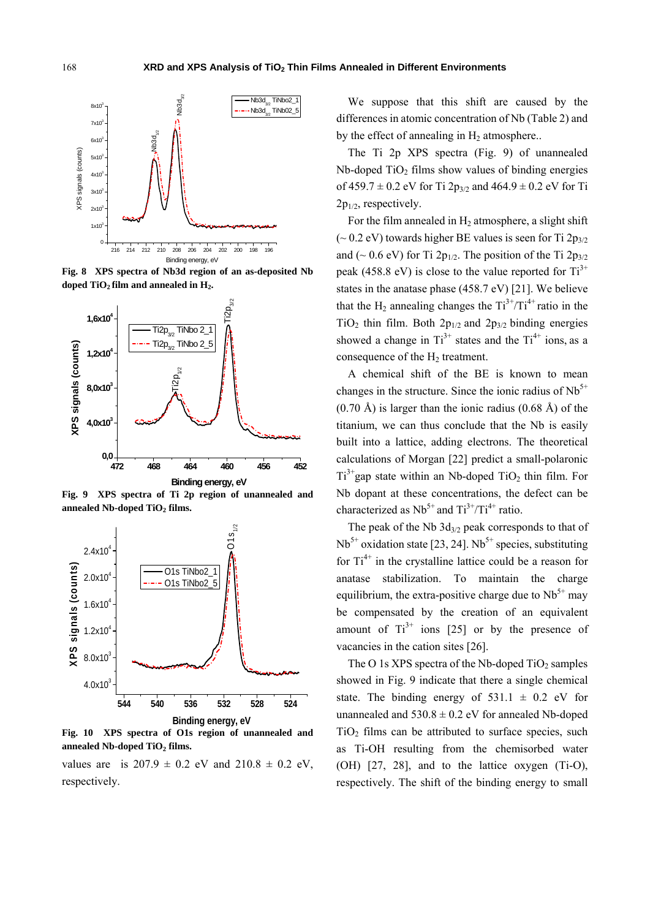Fig. 8 XPS spectra of Nb3d region of an as-deposited Nb doped $TiO_2$ film and annealed in $H_2$.

Fig. 9 XPS spectra of Ti 2p region of unannealed and annealed Nb-doped $TiO_2$ films.

Fig. 10 XPS spectra of O1s region of unannealed and annealed Nb-doped $TiO_2$ films.

values are is 207.9 ± 0.2 eV and 210.8 ± 0.2 eV, respectively.

We suppose that this shift are caused by the differences in atomic concentration of Nb (Table 2) and by the effect of annealing in $H_2$ atmosphere..

The Ti 2p XPS spectra (Fig. 9) of unannealed Nb-doped $TiO_2$ films show values of binding energies of 459.7 ± 0.2 eV for Ti $2p_{3/2}$ and 464.9 ± 0.2 eV for Ti $2p_{1/2}$, respectively.

For the film annealed in $H_2$ atmosphere, a slight shift (~ 0.2 eV) towards higher BE values is seen for Ti $2p_{3/2}$ and (~ 0.6 eV) for Ti $2p_{1/2}$. The position of the Ti $2p_{3/2}$ peak (458.8 eV) is close to the value reported for $Ti^{3+}$ states in the anatase phase (458.7 eV) [21]. We believe that the $H_2$ annealing changes the $Ti^{3+}/Ti^{4+}$ ratio in the $TiO_2$ thin film. Both $2p_{1/2}$ and $2p_{3/2}$ binding energies showed a change in $Ti^{3+}$ states and the $Ti^{4+}$ ions, as a consequence of the $H_2$ treatment.

A chemical shift of the BE is known to mean changes in the structure. Since the ionic radius of $Nb^{5+}$ (0.70 Å) is larger than the ionic radius (0.68 Å) of the titanium, we can thus conclude that the Nb is easily built into a lattice, adding electrons. The theoretical calculations of Morgan [22] predict a small-polaronic $Ti^{3+}$gap state within an Nb-doped $TiO_2$ thin film. For Nb dopant at these concentrations, the defect can be characterized as $Nb^{5+}$ and $Ti^{3+}/Ti^{4+}$ ratio.

The peak of the Nb $3d_{3/2}$ peak corresponds to that of $Nb^{5+}$ oxidation state [23, 24]. $Nb^{5+}$ species, substituting for $Ti^{4+}$ in the crystalline lattice could be a reason for anatase stabilization. To maintain the charge equilibrium, the extra-positive charge due to $Nb^{5+}$ may be compensated by the creation of an equivalent amount of $Ti^{3+}$ ions [25] or by the presence of vacancies in the cation sites [26].

The O 1s XPS spectra of the Nb-doped $TiO_2$ samples showed in Fig. 9 indicate that there a single chemical state. The binding energy of 531.1 ± 0.2 eV for unannealed and 530.8 ± 0.2 eV for annealed Nb-doped $TiO_2$ films can be attributed to surface species, such as Ti-OH resulting from the chemisorbed water (OH) [27, 28], and to the lattice oxygen (Ti-O), respectively. The shift of the binding energy to small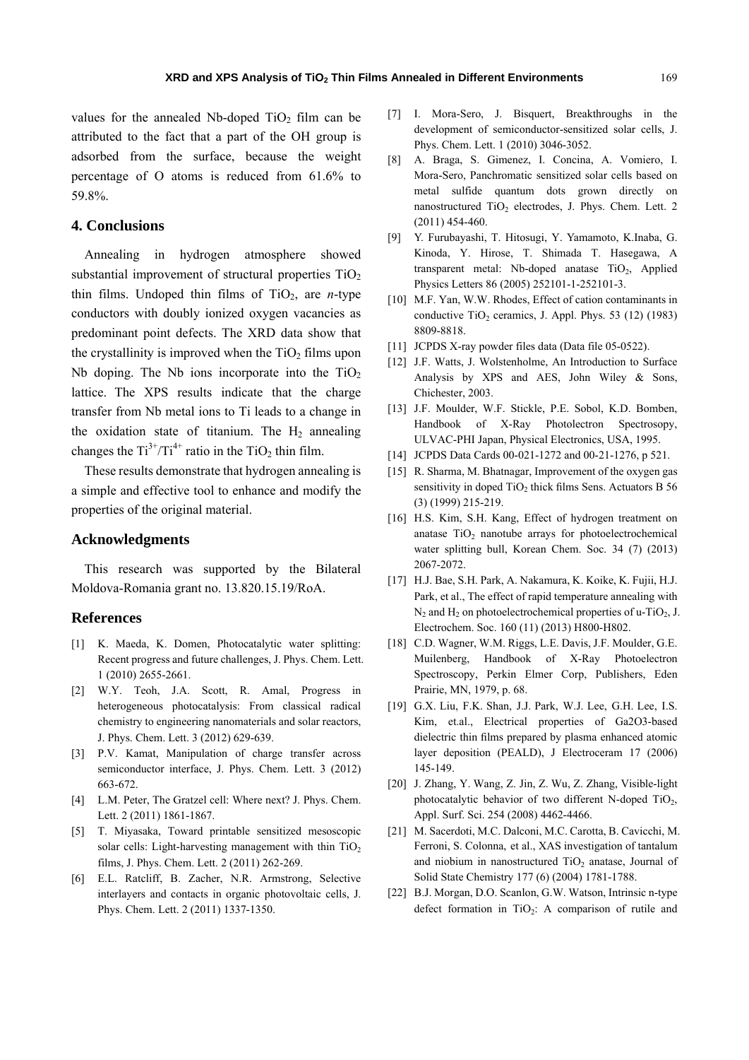values for the annealed Nb-doped $TiO_2$ film can be attributed to the fact that a part of the OH group is adsorbed from the surface, because the weight percentage of O atoms is reduced from 61.6% to 59.8%.

## 4. Conclusions

Annealing in hydrogen atmosphere showed substantial improvement of structural properties $TiO_2$ thin films. Undoped thin films of $TiO_2$, are *n*-type conductors with doubly ionized oxygen vacancies as predominant point defects. The XRD data show that the crystallinity is improved when the $TiO_2$ films upon Nb doping. The Nb ions incorporate into the $TiO_2$ lattice. The XPS results indicate that the charge transfer from Nb metal ions to Ti leads to a change in the oxidation state of titanium. The $H_2$ annealing changes the $Ti^{3+}/Ti^{4+}$ ratio in the $TiO_2$ thin film.

These results demonstrate that hydrogen annealing is a simple and effective tool to enhance and modify the properties of the original material.

## Acknowledgments

This research was supported by the Bilateral Moldova-Romania grant no. 13.820.15.19/RoA.

## References

[1] K. Maeda, K. Domen, Photocatalytic water splitting: Recent progress and future challenges, J. Phys. Chem. Lett. 1 (2010) 2655-2661.

[2] W.Y. Teoh, J.A. Scott, R. Amal, Progress in heterogeneous photocatalysis: From classical radical chemistry to engineering nanomaterials and solar reactors, J. Phys. Chem. Lett. 3 (2012) 629-639.

[3] P.V. Kamat, Manipulation of charge transfer across semiconductor interface, J. Phys. Chem. Lett. 3 (2012) 663-672.

[4] L.M. Peter, The Gratzel cell: Where next? J. Phys. Chem. Lett. 2 (2011) 1861-1867.

[5] T. Miyasaka, Toward printable sensitized mesoscopic solar cells: Light-harvesting management with thin $TiO_2$ films, J. Phys. Chem. Lett. 2 (2011) 262-269.

[6] E.L. Ratcliff, B. Zacher, N.R. Armstrong, Selective interlayers and contacts in organic photovoltaic cells, J. Phys. Chem. Lett. 2 (2011) 1337-1350.

[7] I. Mora-Sero, J. Bisquert, Breakthroughs in the development of semiconductor-sensitized solar cells, J. Phys. Chem. Lett. 1 (2010) 3046-3052.

[8] A. Braga, S. Gimenez, I. Concina, A. Vomiero, I. Mora-Sero, Panchromatic sensitized solar cells based on metal sulfide quantum dots grown directly on nanostructured $TiO_2$ electrodes, J. Phys. Chem. Lett. 2 (2011) 454-460.

[9] Y. Furubayashi, T. Hitosugi, Y. Yamamoto, K.Inaba, G. Kinoda, Y. Hirose, T. Shimada T. Hasegawa, A transparent metal: Nb-doped anatase $TiO_2$, Applied Physics Letters 86 (2005) 252101-1-252101-3.

[10] M.F. Yan, W.W. Rhodes, Effect of cation contaminants in conductive $TiO_2$ ceramics, J. Appl. Phys. 53 (12) (1983) 8809-8818.

[11] JCPDS X-ray powder files data (Data file 05-0522).

[12] J.F. Watts, J. Wolstenholme, An Introduction to Surface Analysis by XPS and AES, John Wiley & Sons, Chichester, 2003.

[13] J.F. Moulder, W.F. Stickle, P.E. Sobol, K.D. Bomben, Handbook of X-Ray Photolectron Spectrosopy, ULVAC-PHI Japan, Physical Electronics, USA, 1995.

[14] JCPDS Data Cards 00-021-1272 and 00-21-1276, p 521.

[15] R. Sharma, M. Bhatnagar, Improvement of the oxygen gas sensitivity in doped $TiO_2$ thick films Sens. Actuators B 56 (3) (1999) 215-219.

[16] H.S. Kim, S.H. Kang, Effect of hydrogen treatment on anatase $TiO_2$ nanotube arrays for photoelectrochemical water splitting bull, Korean Chem. Soc. 34 (7) (2013) 2067-2072.

[17] H.J. Bae, S.H. Park, A. Nakamura, K. Koike, K. Fujii, H.J. Park, et al., The effect of rapid temperature annealing with $N_2$ and $H_2$ on photoelectrochemical properties of u-$TiO_2$, J. Electrochem. Soc. 160 (11) (2013) H800-H802.

[18] C.D. Wagner, W.M. Riggs, L.E. Davis, J.F. Moulder, G.E. Muilenberg, Handbook of X-Ray Photoelectron Spectroscopy, Perkin Elmer Corp, Publishers, Eden Prairie, MN, 1979, p. 68.

[19] G.X. Liu, F.K. Shan, J.J. Park, W.J. Lee, G.H. Lee, I.S. Kim, et.al., Electrical properties of Ga2O3-based dielectric thin films prepared by plasma enhanced atomic layer deposition (PEALD), J Electroceram 17 (2006) 145-149.

[20] J. Zhang, Y. Wang, Z. Jin, Z. Wu, Z. Zhang, Visible-light photocatalytic behavior of two different N-doped $TiO_2$, Appl. Surf. Sci. 254 (2008) 4462-4466.

[21] M. Sacerdoti, M.C. Dalconi, M.C. Carotta, B. Cavicchi, M. Ferroni, S. Colonna, et al., XAS investigation of tantalum and niobium in nanostructured $TiO_2$ anatase, Journal of Solid State Chemistry 177 (6) (2004) 1781-1788.

[22] B.J. Morgan, D.O. Scanlon, G.W. Watson, Intrinsic n-type defect formation in $TiO_2$: A comparison of rutile and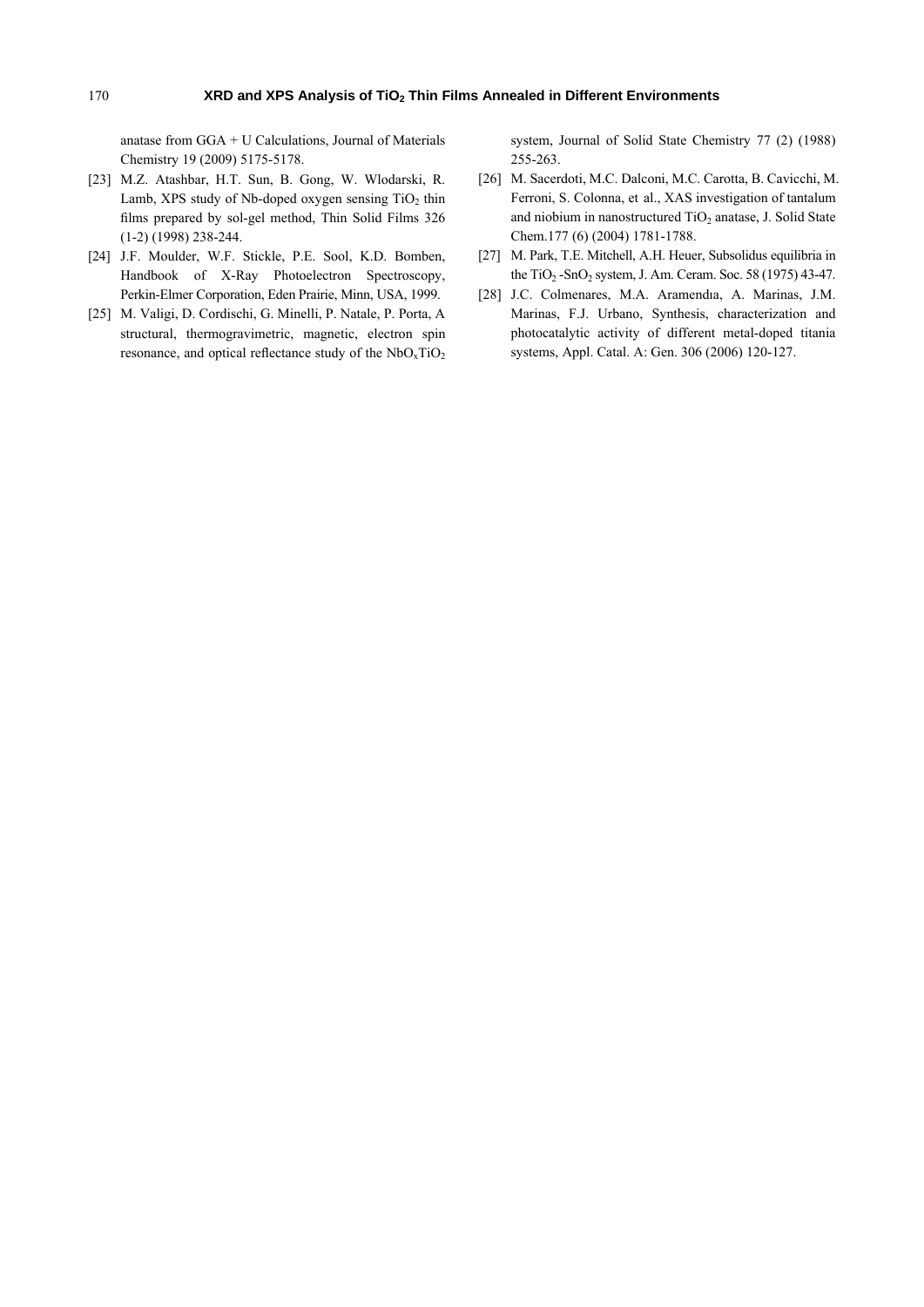anatase from GGA + U Calculations, Journal of Materials Chemistry 19 (2009) 5175-5178.

[23] M.Z. Atashbar, H.T. Sun, B. Gong, W. Wlodarski, R. Lamb, XPS study of Nb-doped oxygen sensing $TiO_2$ thin films prepared by sol-gel method, Thin Solid Films 326 (1-2) (1998) 238-244.

[24] J.F. Moulder, W.F. Stickle, P.E. Sool, K.D. Bomben, Handbook of X-Ray Photoelectron Spectroscopy, Perkin-Elmer Corporation, Eden Prairie, Minn, USA, 1999.

[25] M. Valigi, D. Cordischi, G. Minelli, P. Natale, P. Porta, A structural, thermogravimetric, magnetic, electron spin resonance, and optical reflectance study of the $NbO_xTiO_2$ system, Journal of Solid State Chemistry 77 (2) (1988) 255-263.

[26] M. Sacerdoti, M.C. Dalconi, M.C. Carotta, B. Cavicchi, M. Ferroni, S. Colonna, et al., XAS investigation of tantalum and niobium in nanostructured $TiO_2$ anatase, J. Solid State Chem.177 (6) (2004) 1781-1788.

[27] M. Park, T.E. Mitchell, A.H. Heuer, Subsolidus equilibria in the $TiO_2$ -$SnO_2$ system, J. Am. Ceram. Soc. 58 (1975) 43-47.

[28] J.C. Colmenares, M.A. Aramendıa, A. Marinas, J.M. Marinas, F.J. Urbano, Synthesis, characterization and photocatalytic activity of different metal-doped titania systems, Appl. Catal. A: Gen. 306 (2006) 120-127.